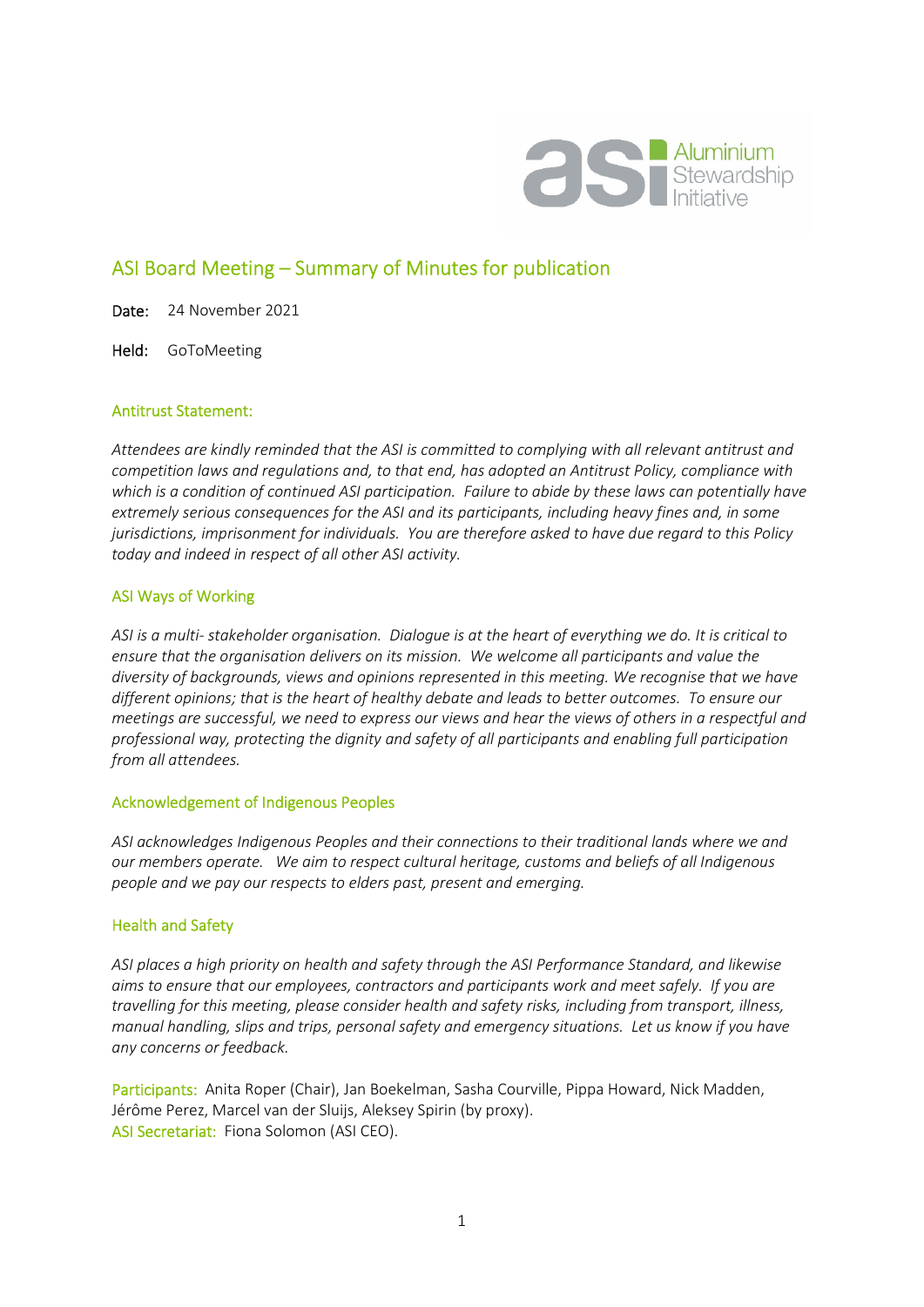# ASI Board Meeting – Summary of Minutes for publication

**Date:** 24 November 2021

**Held:** GoToMeeting

## Antitrust Statement:

*Attendees are kindly reminded that the ASI is committed to complying with all relevant antitrust and competition laws and regulations and, to that end, has adopted an Antitrust Policy, compliance with which is a condition of continued ASI participation. Failure to abide by these laws can potentially have extremely serious consequences for the ASI and its participants, including heavy fines and, in some jurisdictions, imprisonment for individuals. You are therefore asked to have due regard to this Policy today and indeed in respect of all other ASI activity.*

## ASI Ways of Working

*ASI is a multi- stakeholder organisation. Dialogue is at the heart of everything we do. It is critical to ensure that the organisation delivers on its mission. We welcome all participants and value the diversity of backgrounds, views and opinions represented in this meeting. We recognise that we have different opinions; that is the heart of healthy debate and leads to better outcomes. To ensure our meetings are successful, we need to express our views and hear the views of others in a respectful and professional way, protecting the dignity and safety of all participants and enabling full participation from all attendees.*

## Acknowledgement of Indigenous Peoples

*ASI acknowledges Indigenous Peoples and their connections to their traditional lands where we and our members operate. We aim to respect cultural heritage, customs and beliefs of all Indigenous people and we pay our respects to elders past, present and emerging.*

## Health and Safety

*ASI places a high priority on health and safety through the ASI Performance Standard, and likewise aims to ensure that our employees, contractors and participants work and meet safely. If you are travelling for this meeting, please consider health and safety risks, including from transport, illness, manual handling, slips and trips, personal safety and emergency situations. Let us know if you have any concerns or feedback.*

**Participants:** Anita Roper (Chair), Jan Boekelman, Sasha Courville, Pippa Howard, Nick Madden, Jérôme Perez, Marcel van der Sluijs, Aleksey Spirin (by proxy).
**ASI Secretariat:** Fiona Solomon (ASI CEO).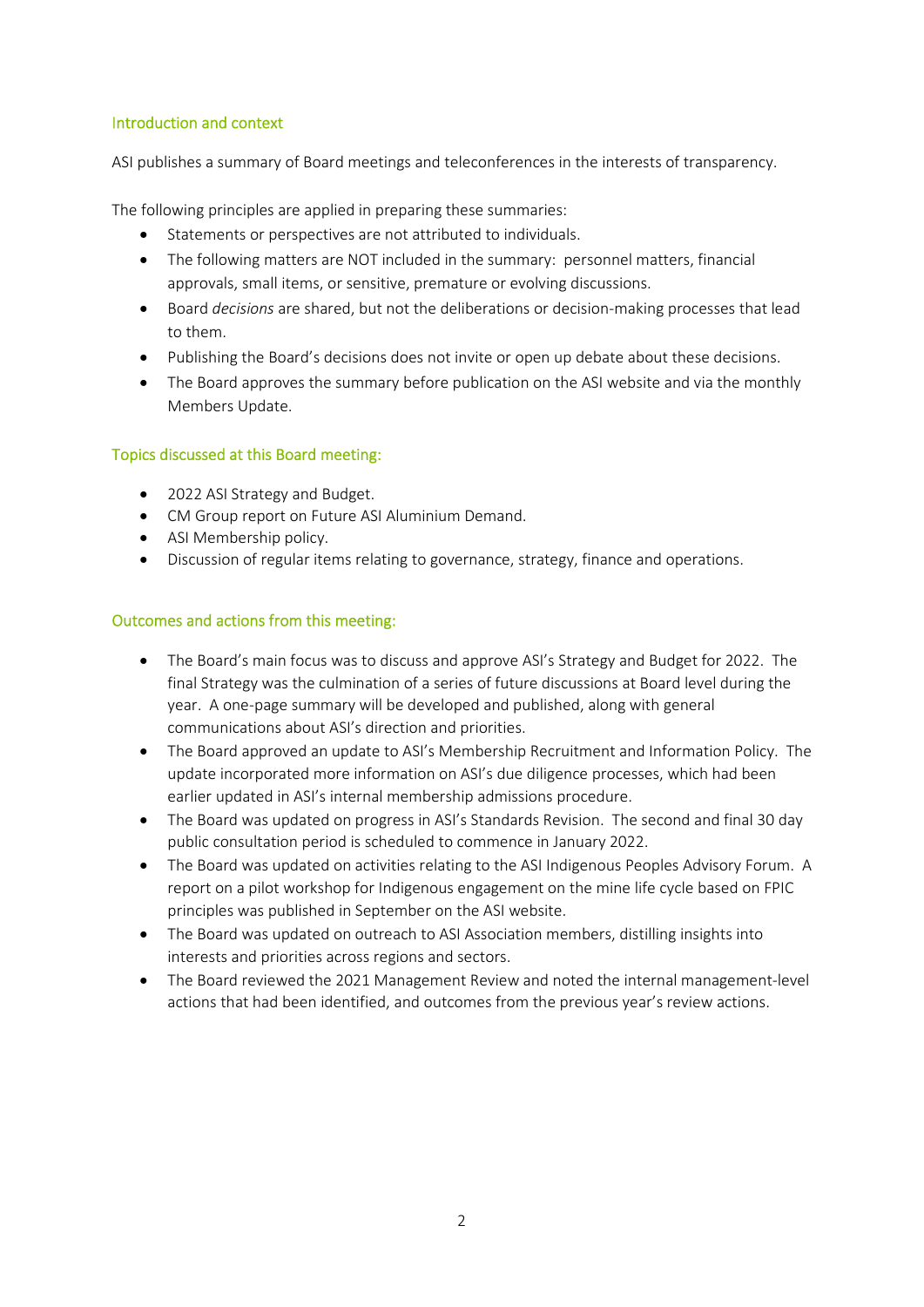## Introduction and context

ASI publishes a summary of Board meetings and teleconferences in the interests of transparency.

The following principles are applied in preparing these summaries:

- Statements or perspectives are not attributed to individuals.
- The following matters are NOT included in the summary: personnel matters, financial approvals, small items, or sensitive, premature or evolving discussions.
- Board *decisions* are shared, but not the deliberations or decision-making processes that lead to them.
- Publishing the Board's decisions does not invite or open up debate about these decisions.
- The Board approves the summary before publication on the ASI website and via the monthly Members Update.

## Topics discussed at this Board meeting:

- 2022 ASI Strategy and Budget.
- CM Group report on Future ASI Aluminium Demand.
- ASI Membership policy.
- Discussion of regular items relating to governance, strategy, finance and operations.

## Outcomes and actions from this meeting:

- The Board's main focus was to discuss and approve ASI's Strategy and Budget for 2022. The final Strategy was the culmination of a series of future discussions at Board level during the year. A one-page summary will be developed and published, along with general communications about ASI's direction and priorities.
- The Board approved an update to ASI's Membership Recruitment and Information Policy. The update incorporated more information on ASI's due diligence processes, which had been earlier updated in ASI's internal membership admissions procedure.
- The Board was updated on progress in ASI's Standards Revision. The second and final 30 day public consultation period is scheduled to commence in January 2022.
- The Board was updated on activities relating to the ASI Indigenous Peoples Advisory Forum. A report on a pilot workshop for Indigenous engagement on the mine life cycle based on FPIC principles was published in September on the ASI website.
- The Board was updated on outreach to ASI Association members, distilling insights into interests and priorities across regions and sectors.
- The Board reviewed the 2021 Management Review and noted the internal management-level actions that had been identified, and outcomes from the previous year's review actions.